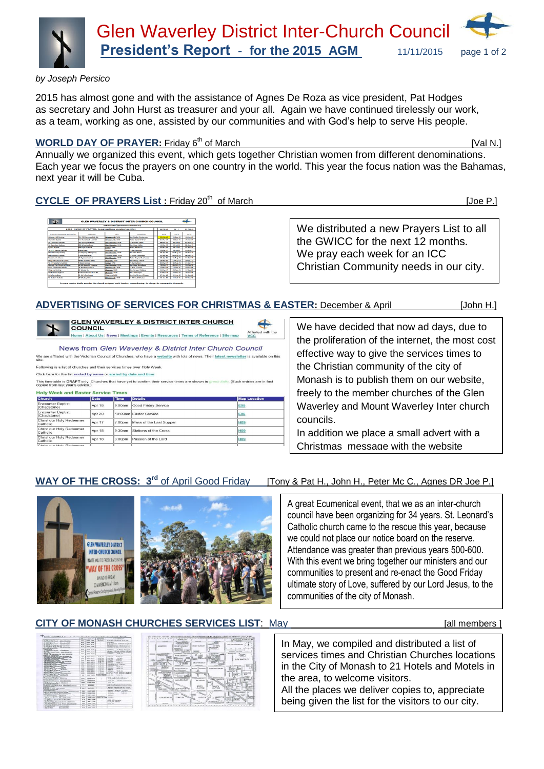# Glen Waverley District Inter-Church Council

## President's Report - for the 2015 AGM

11/11/2015

*by Joseph Persico*

2015 has almost gone and with the assistance of Agnes De Roza as vice president, Pat Hodges as secretary and John Hurst as treasurer and your all. Again we have continued tirelessly our work, as a team, working as one, assisted by our communities and with God's help to serve His people.

### WORLD DAY OF PRAYER: Friday 6th of March [Val N.]

Annually we organized this event, which gets together Christian women from different denominations. Each year we focus the prayers on one country in the world. This year the focus nation was the Bahamas, next year it will be Cuba.

### CYCLE OF PRAYERS List : Friday 20th of March [Joe P.]

We distributed a new Prayers List to all the GWICC for the next 12 months. We pray each week for an ICC Christian Community needs in our city.

### ADVERTISING OF SERVICES FOR CHRISTMAS & EASTER: December & April [John H.]

We have decided that now ad days, due to the proliferation of the internet, the most cost effective way to give the services times to the Christian community of the city of Monash is to publish them on our website, freely to the member churches of the Glen Waverley and Mount Waverley Inter church councils.

In addition we place a small advert with a Christmas message with the website

### WAY OF THE CROSS: 3rd of April Good Friday [Tony & Pat H., John H., Peter Mc C., Agnes DR Joe P.]

A great Ecumenical event, that we as an inter-church council have been organizing for 34 years. St. Leonard's Catholic church came to the rescue this year, because we could not place our notice board on the reserve. Attendance was greater than previous years 500-600. With this event we bring together our ministers and our communities to present and re-enact the Good Friday ultimate story of Love, suffered by our Lord Jesus, to the communities of the city of Monash.

### CITY OF MONASH CHURCHES SERVICES LIST: May [all members ]

In May, we compiled and distributed a list of services times and Christian Churches locations in the City of Monash to 21 Hotels and Motels in the area, to welcome visitors.

All the places we deliver copies to, appreciate being given the list for the visitors to our city.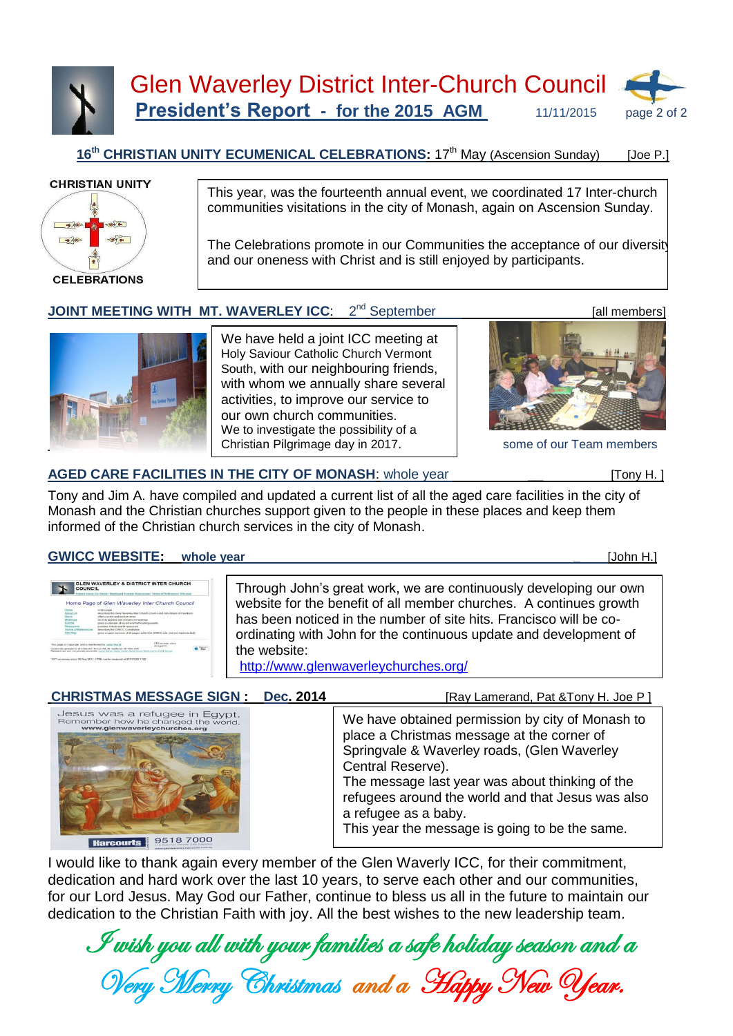# Glen Waverley District Inter-Church Council

## President's Report - for the 2015 AGM

11/11/2015

### 16th CHRISTIAN UNITY ECUMENICAL CELEBRATIONS: 17th May (Ascension Sunday) [Joe P.]

CHRISTIAN UNITY

CELEBRATIONS

This year, was the fourteenth annual event, we coordinated 17 Inter-church communities visitations in the city of Monash, again on Ascension Sunday.

The Celebrations promote in our Communities the acceptance of our diversity and our oneness with Christ and is still enjoyed by participants.

### JOINT MEETING WITH MT. WAVERLEY ICC: 2nd September [all members]

We have held a joint ICC meeting at Holy Saviour Catholic Church Vermont South, with our neighbouring friends, with whom we annually share several activities, to improve our service to our own church communities.
We to investigate the possibility of a Christian Pilgrimage day in 2017.

some of our Team members

### AGED CARE FACILITIES IN THE CITY OF MONASH: whole year [Tony H.]

Tony and Jim A. have compiled and updated a current list of all the aged care facilities in the city of Monash and the Christian churches support given to the people in these places and keep them informed of the Christian church services in the city of Monash.

### GWICC WEBSITE: whole year [John H.]

Through John's great work, we are continuously developing our own website for the benefit of all member churches. A continues growth has been noticed in the number of site hits. Francisco will be co-ordinating with John for the continuous update and development of the website:
http://www.glenwaverleychurches.org/

### CHRISTMAS MESSAGE SIGN : Dec. 2014 [Ray Lamerand, Pat &Tony H. Joe P ]

Jesus was a refugee in Egypt.
Remember how he changed the world.
www.glenwaverleychurches.org

We have obtained permission by city of Monash to place a Christmas message at the corner of Springvale & Waverley roads, (Glen Waverley Central Reserve).
The message last year was about thinking of the refugees around the world and that Jesus was also a refugee as a baby.
This year the message is going to be the same.

I would like to thank again every member of the Glen Waverly ICC, for their commitment, dedication and hard work over the last 10 years, to serve each other and our communities, for our Lord Jesus. May God our Father, continue to bless us all in the future to maintain our dedication to the Christian Faith with joy. All the best wishes to the new leadership team.

*I wish you all with your families a safe holiday season and a Very Merry Christmas and a Happy New Year.*